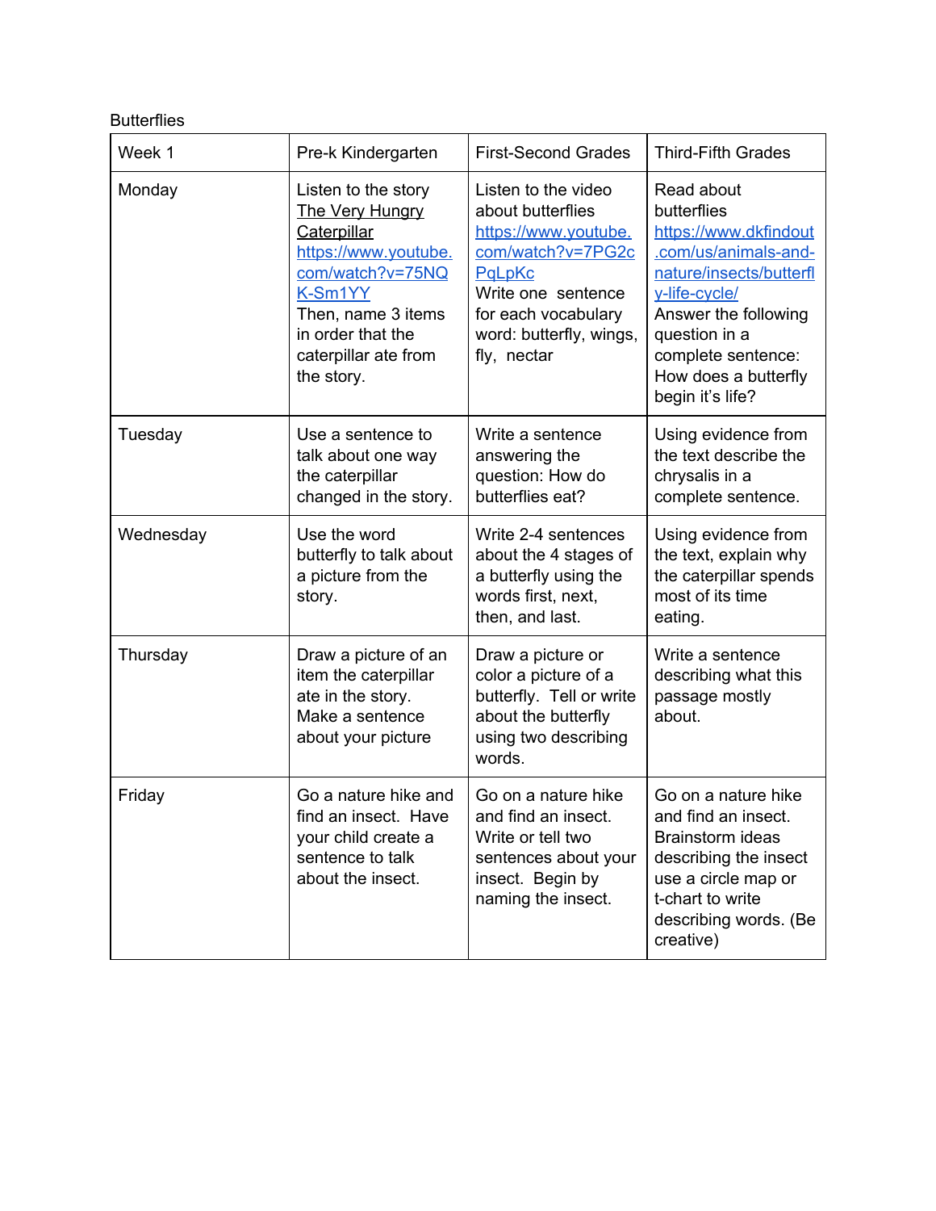Butterflies

| Week 1 | Pre-k Kindergarten | First-Second Grades | Third-Fifth Grades |
|---|---|---|---|
| Monday | Listen to the story The Very Hungry Caterpillar https://www.youtube.com/watch?v=75NQK-Sm1YY Then, name 3 items in order that the caterpillar ate from the story. | Listen to the video about butterflies https://www.youtube.com/watch?v=7PG2cPqLpKc Write one sentence for each vocabulary word: butterfly, wings, fly, nectar | Read about butterflies https://www.dkfindout.com/us/animals-and-nature/insects/butterfly-life-cycle/ Answer the following question in a complete sentence: How does a butterfly begin it's life? |
| Tuesday | Use a sentence to talk about one way the caterpillar changed in the story. | Write a sentence answering the question: How do butterflies eat? | Using evidence from the text describe the chrysalis in a complete sentence. |
| Wednesday | Use the word butterfly to talk about a picture from the story. | Write 2-4 sentences about the 4 stages of a butterfly using the words first, next, then, and last. | Using evidence from the text, explain why the caterpillar spends most of its time eating. |
| Thursday | Draw a picture of an item the caterpillar ate in the story. Make a sentence about your picture | Draw a picture or color a picture of a butterfly. Tell or write about the butterfly using two describing words. | Write a sentence describing what this passage mostly about. |
| Friday | Go a nature hike and find an insect. Have your child create a sentence to talk about the insect. | Go on a nature hike and find an insect. Write or tell two sentences about your insect. Begin by naming the insect. | Go on a nature hike and find an insect. Brainstorm ideas describing the insect use a circle map or t-chart to write describing words. (Be creative) |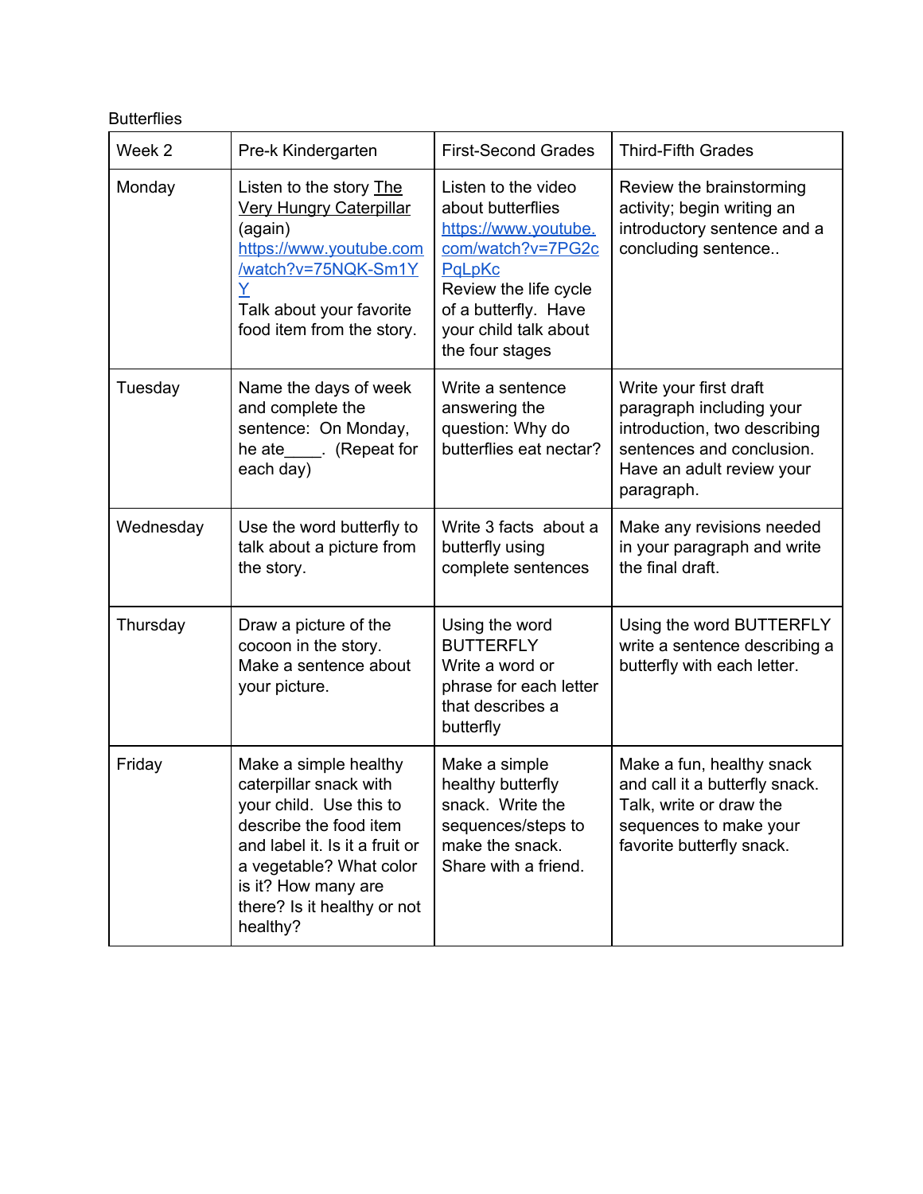Butterflies

| Week 2 | Pre-k Kindergarten | First-Second Grades | Third-Fifth Grades |
| --- | --- | --- | --- |
| Monday | Listen to the story The Very Hungry Caterpillar (again) https://www.youtube.com/watch?v=75NQK-Sm1YY Talk about your favorite food item from the story. | Listen to the video about butterflies https://www.youtube.com/watch?v=7PG2cPqLpKc Review the life cycle of a butterfly. Have your child talk about the four stages | Review the brainstorming activity; begin writing an introductory sentence and a concluding sentence.. |
| Tuesday | Name the days of week and complete the sentence: On Monday, he ate____. (Repeat for each day) | Write a sentence answering the question: Why do butterflies eat nectar? | Write your first draft paragraph including your introduction, two describing sentences and conclusion. Have an adult review your paragraph. |
| Wednesday | Use the word butterfly to talk about a picture from the story. | Write 3 facts about a butterfly using complete sentences | Make any revisions needed in your paragraph and write the final draft. |
| Thursday | Draw a picture of the cocoon in the story. Make a sentence about your picture. | Using the word BUTTERFLY Write a word or phrase for each letter that describes a butterfly | Using the word BUTTERFLY write a sentence describing a butterfly with each letter. |
| Friday | Make a simple healthy caterpillar snack with your child. Use this to describe the food item and label it. Is it a fruit or a vegetable? What color is it? How many are there? Is it healthy or not healthy? | Make a simple healthy butterfly snack. Write the sequences/steps to make the snack. Share with a friend. | Make a fun, healthy snack and call it a butterfly snack. Talk, write or draw the sequences to make your favorite butterfly snack. |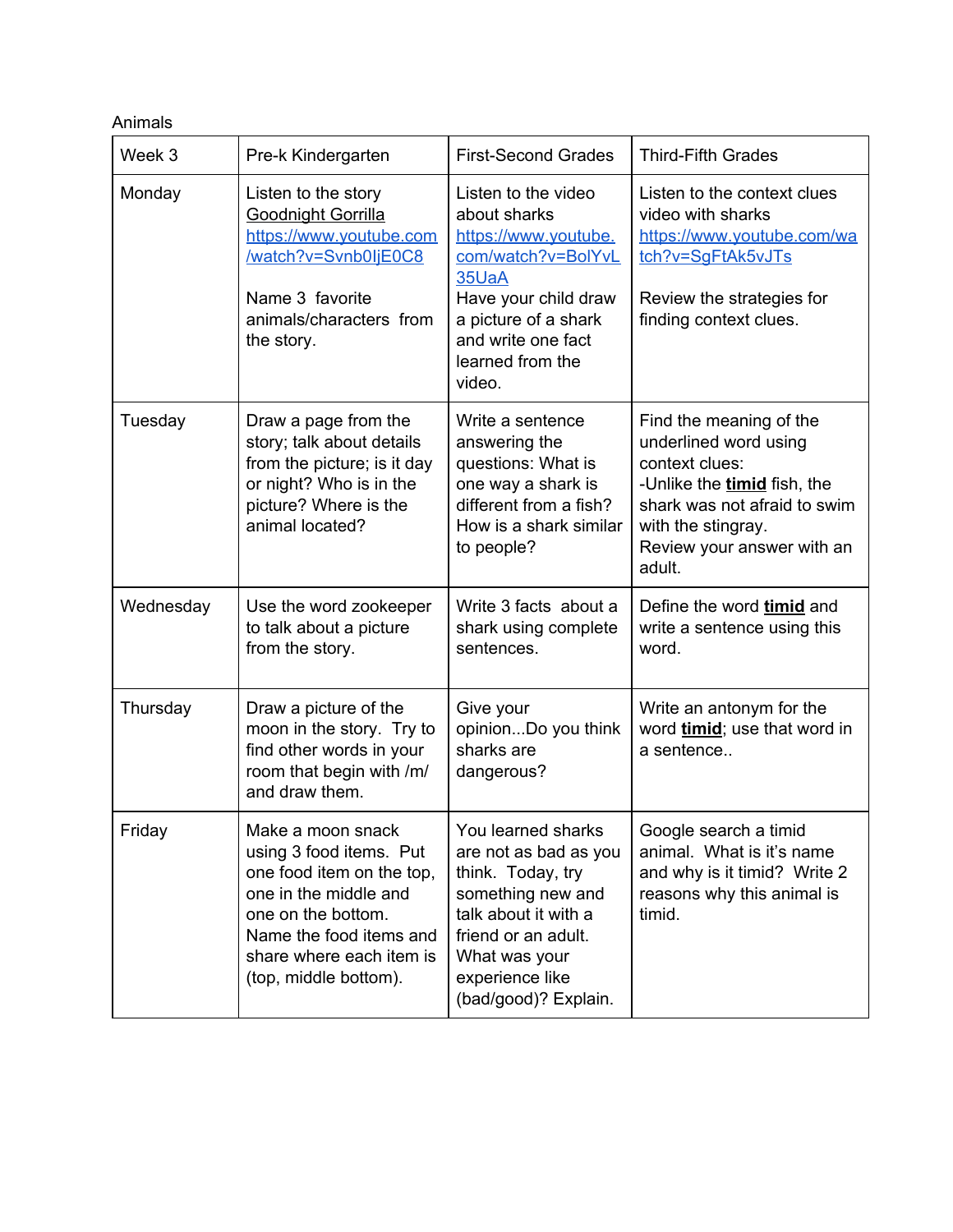Animals

| Week 3 | Pre-k Kindergarten | First-Second Grades | Third-Fifth Grades |
|---|---|---|---|
| Monday | Listen to the story Goodnight Gorrilla https://www.youtube.com/watch?v=Svnb0IjE0C8<br><br>Name 3 favorite animals/characters from the story. | Listen to the video about sharks https://www.youtube.com/watch?v=BolYvL35UaA<br>Have your child draw a picture of a shark and write one fact learned from the video. | Listen to the context clues video with sharks https://www.youtube.com/watch?v=SgFtAk5vJTs<br><br>Review the strategies for finding context clues. |
| Tuesday | Draw a page from the story; talk about details from the picture; is it day or night? Who is in the picture? Where is the animal located? | Write a sentence answering the questions: What is one way a shark is different from a fish? How is a shark similar to people? | Find the meaning of the underlined word using context clues:<br>-Unlike the **timid** fish, the shark was not afraid to swim with the stingray.<br>Review your answer with an adult. |
| Wednesday | Use the word zookeeper to talk about a picture from the story. | Write 3 facts about a shark using complete sentences. | Define the word **timid** and write a sentence using this word. |
| Thursday | Draw a picture of the moon in the story. Try to find other words in your room that begin with /m/ and draw them. | Give your opinion...Do you think sharks are dangerous? | Write an antonym for the word **timid**; use that word in a sentence.. |
| Friday | Make a moon snack using 3 food items. Put one food item on the top, one in the middle and one on the bottom. Name the food items and share where each item is (top, middle bottom). | You learned sharks are not as bad as you think. Today, try something new and talk about it with a friend or an adult. What was your experience like (bad/good)? Explain. | Google search a timid animal. What is it's name and why is it timid? Write 2 reasons why this animal is timid. |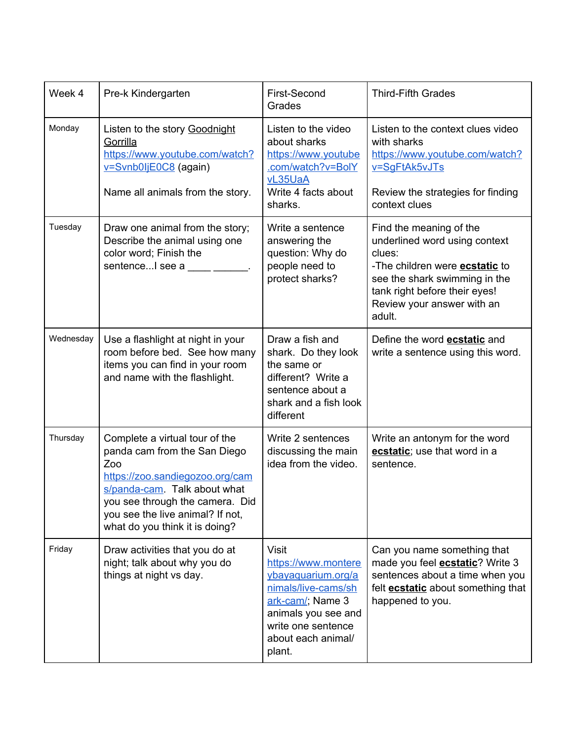| Week 4 | Pre-k Kindergarten | First-Second Grades | Third-Fifth Grades |
|---|---|---|---|
| Monday | Listen to the story Goodnight Gorilla https://www.youtube.com/watch?v=Svnb0IjE0C8 (again)<br><br>Name all animals from the story. | Listen to the video about sharks https://www.youtube.com/watch?v=BolYvL35UaA Write 4 facts about sharks. | Listen to the context clues video with sharks https://www.youtube.com/watch?v=SgFtAk5vJTs<br><br>Review the strategies for finding context clues |
| Tuesday | Draw one animal from the story; Describe the animal using one color word; Finish the sentence...I see a ____ ______. | Write a sentence answering the question: Why do people need to protect sharks? | Find the meaning of the underlined word using context clues:<br>-The children were **ecstatic** to see the shark swimming in the tank right before their eyes! Review your answer with an adult. |
| Wednesday | Use a flashlight at night in your room before bed. See how many items you can find in your room and name with the flashlight. | Draw a fish and shark. Do they look the same or different? Write a sentence about a shark and a fish look different | Define the word **ecstatic** and write a sentence using this word. |
| Thursday | Complete a virtual tour of the panda cam from the San Diego Zoo https://zoo.sandiegozoo.org/cams/panda-cam. Talk about what you see through the camera. Did you see the live animal? If not, what do you think it is doing? | Write 2 sentences discussing the main idea from the video. | Write an antonym for the word **ecstatic**; use that word in a sentence. |
| Friday | Draw activities that you do at night; talk about why you do things at night vs day. | Visit https://www.montereybayaquarium.org/animals/live-cams/shark-cam/; Name 3 animals you see and write one sentence about each animal/ plant. | Can you name something that made you feel **ecstatic**? Write 3 sentences about a time when you felt **ecstatic** about something that happened to you. |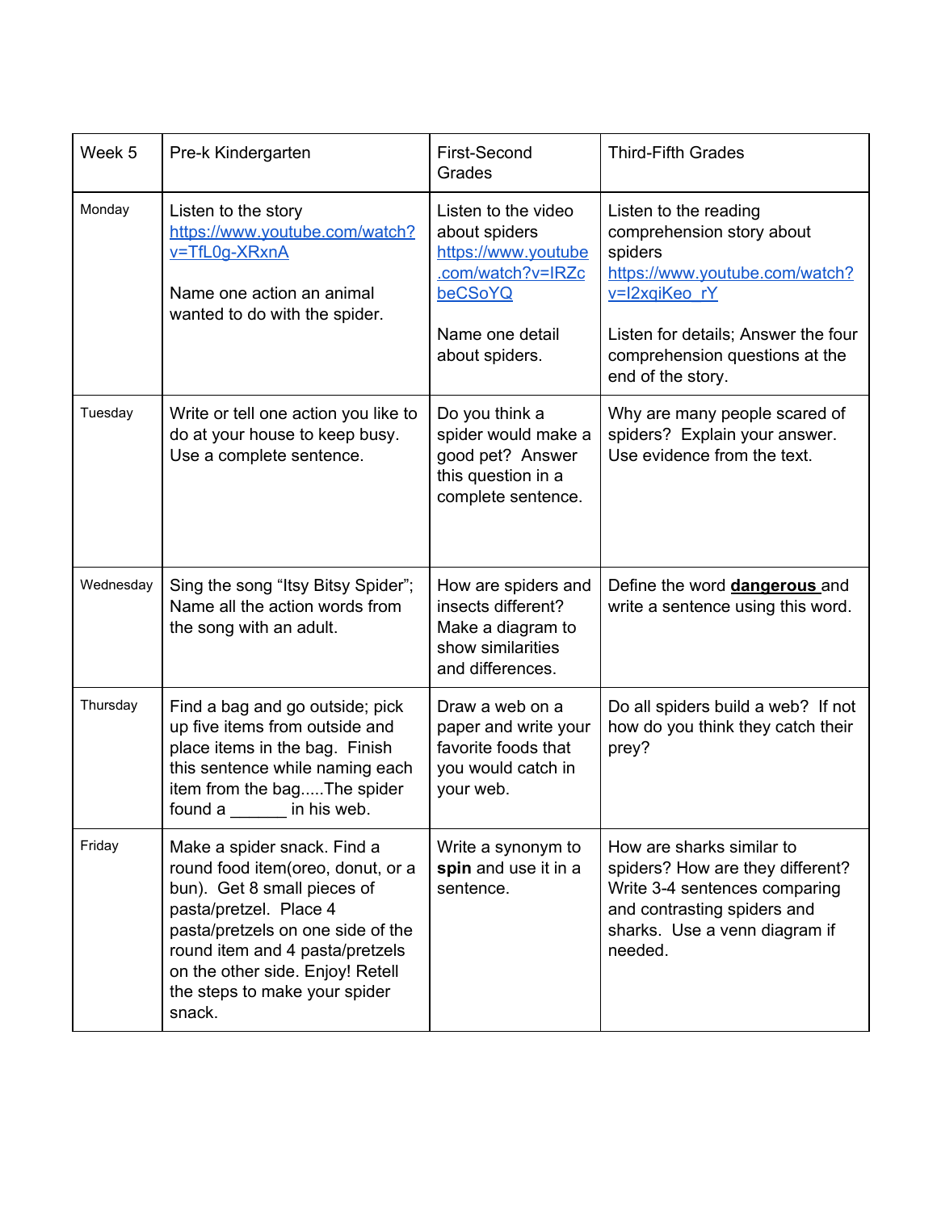| Week 5 | Pre-k Kindergarten | First-Second Grades | Third-Fifth Grades |
|---|---|---|---|
| Monday | Listen to the story https://www.youtube.com/watch?v=TfL0g-XRxnA<br><br>Name one action an animal wanted to do with the spider. | Listen to the video about spiders https://www.youtube.com/watch?v=IRZcbeCSoYQ<br><br>Name one detail about spiders. | Listen to the reading comprehension story about spiders https://www.youtube.com/watch?v=I2xqiKeo_rY<br><br>Listen for details; Answer the four comprehension questions at the end of the story. |
| Tuesday | Write or tell one action you like to do at your house to keep busy. Use a complete sentence. | Do you think a spider would make a good pet? Answer this question in a complete sentence. | Why are many people scared of spiders? Explain your answer. Use evidence from the text. |
| Wednesday | Sing the song "Itsy Bitsy Spider"; Name all the action words from the song with an adult. | How are spiders and insects different? Make a diagram to show similarities and differences. | Define the word **dangerous** and write a sentence using this word. |
| Thursday | Find a bag and go outside; pick up five items from outside and place items in the bag. Finish this sentence while naming each item from the bag.....The spider found a _______ in his web. | Draw a web on a paper and write your favorite foods that you would catch in your web. | Do all spiders build a web? If not how do you think they catch their prey? |
| Friday | Make a spider snack. Find a round food item(oreo, donut, or a bun). Get 8 small pieces of pasta/pretzel. Place 4 pasta/pretzels on one side of the round item and 4 pasta/pretzels on the other side. Enjoy! Retell the steps to make your spider snack. | Write a synonym to **spin** and use it in a sentence. | How are sharks similar to spiders? How are they different? Write 3-4 sentences comparing and contrasting spiders and sharks. Use a venn diagram if needed. |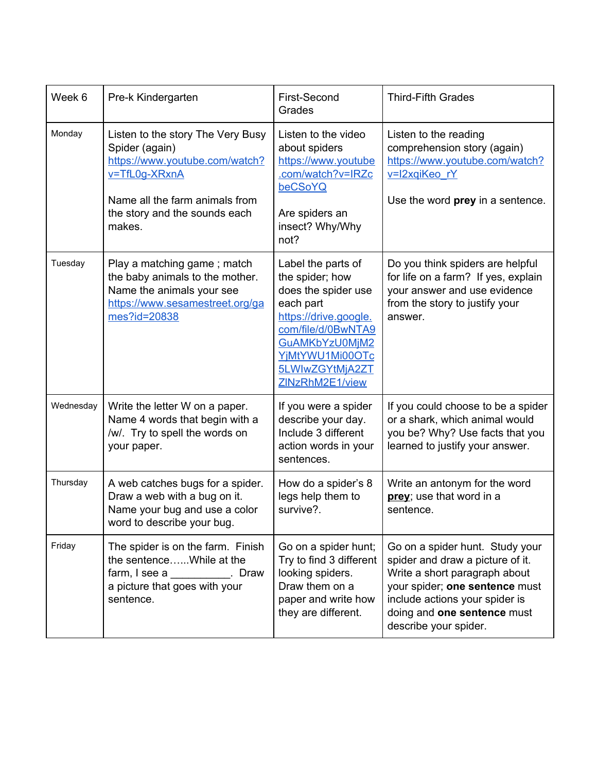| Week 6 | Pre-k Kindergarten | First-Second Grades | Third-Fifth Grades |
|---|---|---|---|
| Monday | Listen to the story The Very Busy Spider (again) https://www.youtube.com/watch?v=TfL0g-XRxnA<br><br>Name all the farm animals from the story and the sounds each makes. | Listen to the video about spiders https://www.youtube.com/watch?v=IRZcbeCSoYQ<br><br>Are spiders an insect? Why/Why not? | Listen to the reading comprehension story (again) https://www.youtube.com/watch?v=I2xqiKeo_rY<br><br>Use the word **prey** in a sentence. |
| Tuesday | Play a matching game ; match the baby animals to the mother. Name the animals your see https://www.sesamestreet.org/games?id=20838 | Label the parts of the spider; how does the spider use each part https://drive.google.com/file/d/0BwNTA9GuAMKbYzU0MjM2YjMtYWU1Mi00OTc5LWIwZGYtMjA2ZTZlNzRhM2E1/view | Do you think spiders are helpful for life on a farm? If yes, explain your answer and use evidence from the story to justify your answer. |
| Wednesday | Write the letter W on a paper. Name 4 words that begin with a /w/. Try to spell the words on your paper. | If you were a spider describe your day. Include 3 different action words in your sentences. | If you could choose to be a spider or a shark, which animal would you be? Why? Use facts that you learned to justify your answer. |
| Thursday | A web catches bugs for a spider. Draw a web with a bug on it. Name your bug and use a color word to describe your bug. | How do a spider's 8 legs help them to survive?. | Write an antonym for the word **prey**; use that word in a sentence. |
| Friday | The spider is on the farm. Finish the sentence......While at the farm, I see a __________. Draw a picture that goes with your sentence. | Go on a spider hunt; Try to find 3 different looking spiders. Draw them on a paper and write how they are different. | Go on a spider hunt. Study your spider and draw a picture of it. Write a short paragraph about your spider; **one sentence** must include actions your spider is doing and **one sentence** must describe your spider. |